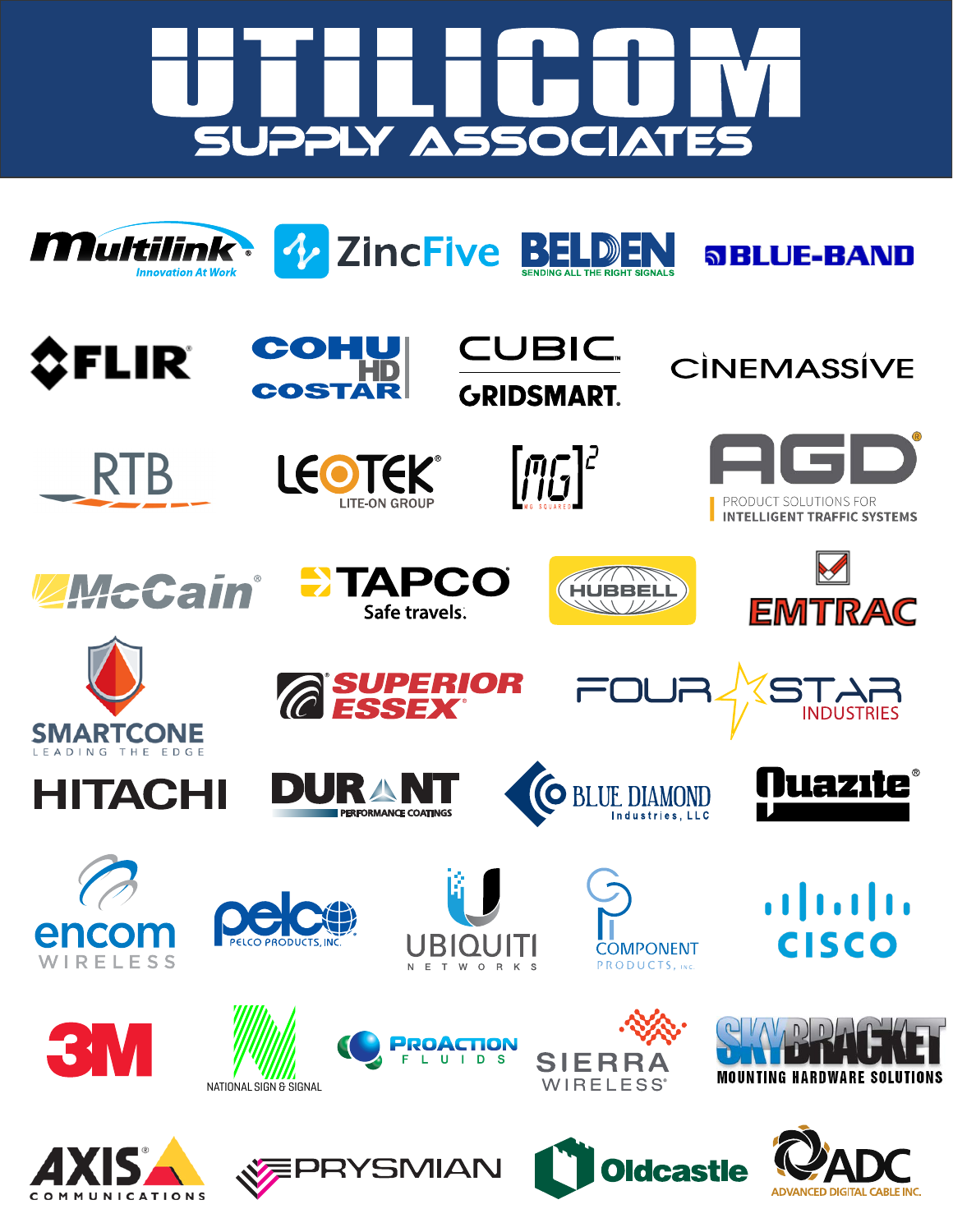# UTILICOM

## SUPPLY ASSOCIATES

Multilink — Innovation At Work

ZincFive

BELDEN — SENDING ALL THE RIGHT SIGNALS

BLUE-BAND

FLIR

COHU HD COSTAR

CUBIC GRIDSMART

CINEMASSIVE

RTB

LEOTEK — LITE-ON GROUP

[MG]2 — MG SQUARED

AGD — PRODUCT SOLUTIONS FOR INTELLIGENT TRAFFIC SYSTEMS

McCain

TAPCO — Safe travels.

HUBBELL

EMTRAC

SMARTCONE — LEADING THE EDGE

SUPERIOR ESSEX

FOUR STAR INDUSTRIES

HITACHI

DURANT — PERFORMANCE COATINGS

BLUE DIAMOND Industries, LLC

Quazite

encom WIRELESS

pelco — PELCO PRODUCTS, INC.

UBIQUITI NETWORKS

COMPONENT PRODUCTS, INC

CISCO

3M

NATIONAL SIGN & SIGNAL

PROACTION FLUIDS

SIERRA WIRELESS

SKYBRACKET — MOUNTING HARDWARE SOLUTIONS

AXIS COMMUNICATIONS

PRYSMIAN

Oldcastle

ADC — ADVANCED DIGITAL CABLE INC.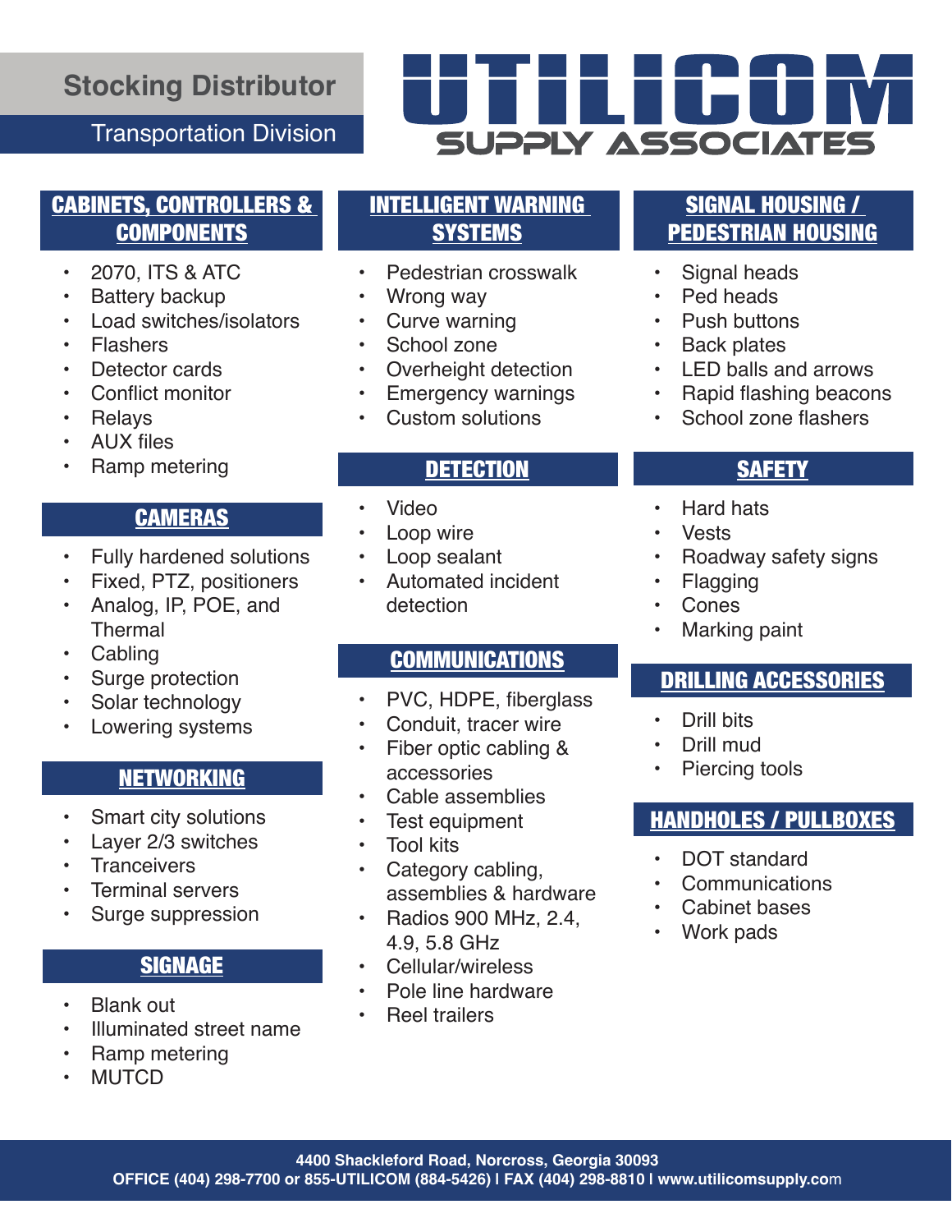Stocking Distributor

Transportation Division

# UTILICOM SUPPLY ASSOCIATES

## CABINETS, CONTROLLERS & COMPONENTS

- 2070, ITS & ATC
- Battery backup
- Load switches/isolators
- Flashers
- Detector cards
- Conflict monitor
- Relays
- AUX files
- Ramp metering

## CAMERAS

- Fully hardened solutions
- Fixed, PTZ, positioners
- Analog, IP, POE, and Thermal
- Cabling
- Surge protection
- Solar technology
- Lowering systems

## NETWORKING

- Smart city solutions
- Layer 2/3 switches
- Tranceivers
- Terminal servers
- Surge suppression

## SIGNAGE

- Blank out
- Illuminated street name
- Ramp metering
- MUTCD

## INTELLIGENT WARNING SYSTEMS

- Pedestrian crosswalk
- Wrong way
- Curve warning
- School zone
- Overheight detection
- Emergency warnings
- Custom solutions

## DETECTION

- Video
- Loop wire
- Loop sealant
- Automated incident detection

## COMMUNICATIONS

- PVC, HDPE, fiberglass
- Conduit, tracer wire
- Fiber optic cabling & accessories
- Cable assemblies
- Test equipment
- Tool kits
- Category cabling, assemblies & hardware
- Radios 900 MHz, 2.4, 4.9, 5.8 GHz
- Cellular/wireless
- Pole line hardware
- Reel trailers

## SIGNAL HOUSING / PEDESTRIAN HOUSING

- Signal heads
- Ped heads
- Push buttons
- Back plates
- LED balls and arrows
- Rapid flashing beacons
- School zone flashers

## SAFETY

- Hard hats
- Vests
- Roadway safety signs
- Flagging
- Cones
- Marking paint

## DRILLING ACCESSORIES

- Drill bits
- Drill mud
- Piercing tools

## HANDHOLES / PULLBOXES

- DOT standard
- Communications
- Cabinet bases
- Work pads

**4400 Shackleford Road, Norcross, Georgia 30093**
**OFFICE (404) 298-7700 or 855-UTILICOM (884-5426) | FAX (404) 298-8810 | www.utilicomsupply.com**